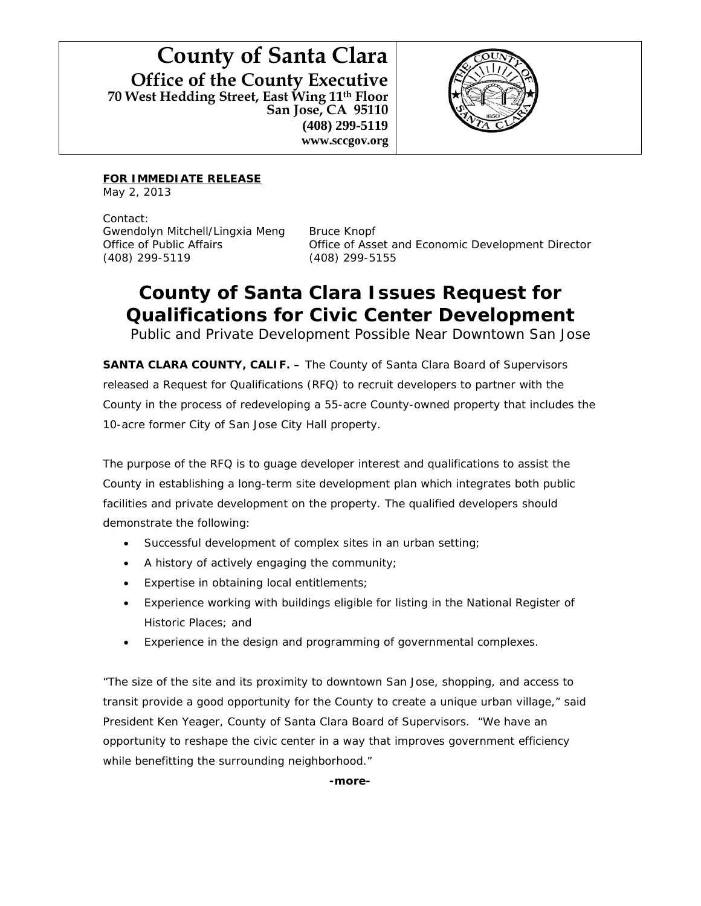# County of Santa Clara

**Office of the County Executive**
**70 West Hedding Street, East Wing 11th Floor**
**San Jose, CA 95110**
**(408) 299-5119**
**www.sccgov.org**

**FOR IMMEDIATE RELEASE**
May 2, 2013

Contact:
Gwendolyn Mitchell/Lingxia Meng
Office of Public Affairs
(408) 299-5119

Bruce Knopf
Office of Asset and Economic Development Director
(408) 299-5155

## County of Santa Clara Issues Request for Qualifications for Civic Center Development

Public and Private Development Possible Near Downtown San Jose

**SANTA CLARA COUNTY, CALIF. –** The County of Santa Clara Board of Supervisors released a Request for Qualifications (RFQ) to recruit developers to partner with the County in the process of redeveloping a 55-acre County-owned property that includes the 10-acre former City of San Jose City Hall property.

The purpose of the RFQ is to guage developer interest and qualifications to assist the County in establishing a long-term site development plan which integrates both public facilities and private development on the property. The qualified developers should demonstrate the following:

- Successful development of complex sites in an urban setting;
- A history of actively engaging the community;
- Expertise in obtaining local entitlements;
- Experience working with buildings eligible for listing in the National Register of Historic Places; and
- Experience in the design and programming of governmental complexes.

"The size of the site and its proximity to downtown San Jose, shopping, and access to transit provide a good opportunity for the County to create a unique urban village," said President Ken Yeager, County of Santa Clara Board of Supervisors. "We have an opportunity to reshape the civic center in a way that improves government efficiency while benefitting the surrounding neighborhood."

**-more-**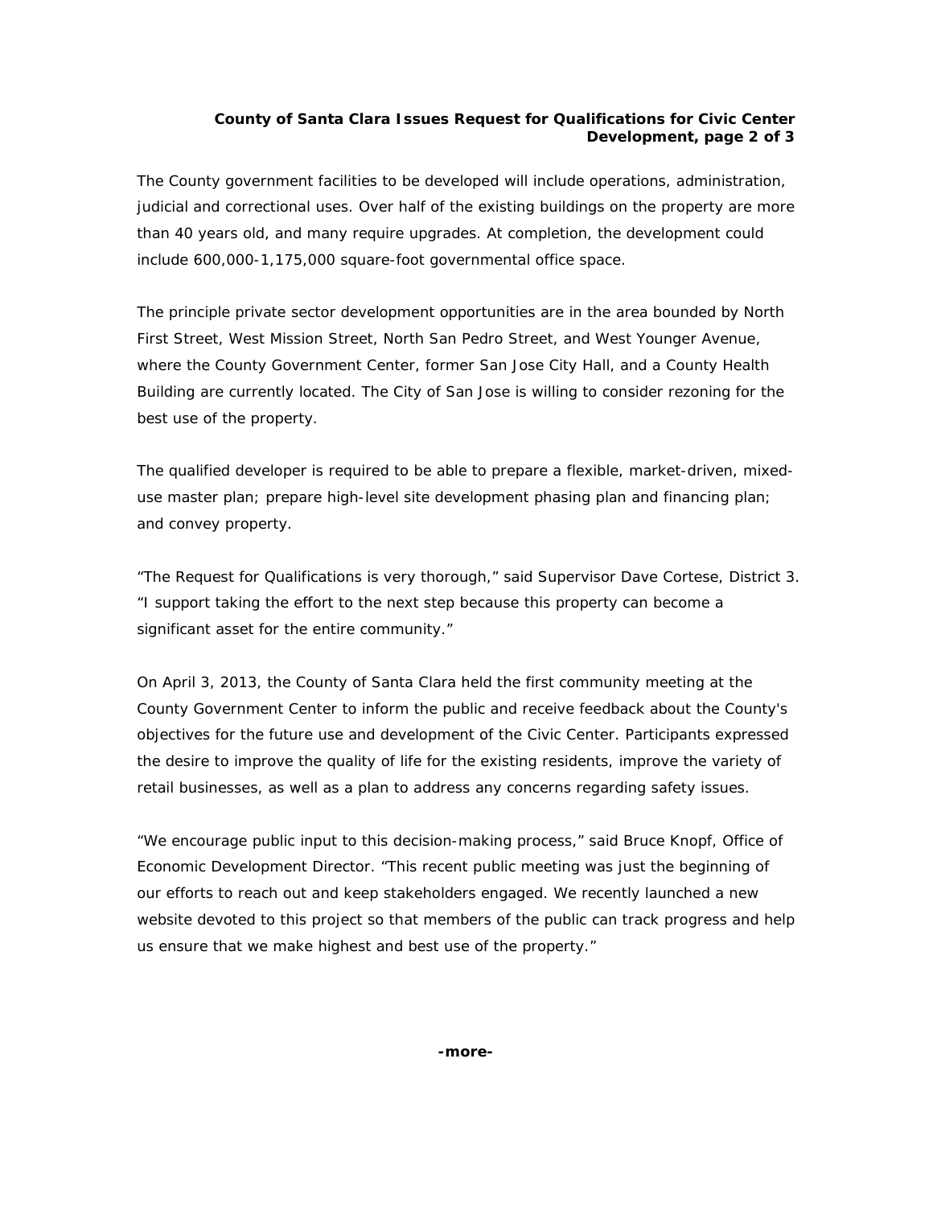The County government facilities to be developed will include operations, administration, judicial and correctional uses. Over half of the existing buildings on the property are more than 40 years old, and many require upgrades. At completion, the development could include 600,000-1,175,000 square-foot governmental office space.

The principle private sector development opportunities are in the area bounded by North First Street, West Mission Street, North San Pedro Street, and West Younger Avenue, where the County Government Center, former San Jose City Hall, and a County Health Building are currently located. The City of San Jose is willing to consider rezoning for the best use of the property.

The qualified developer is required to be able to prepare a flexible, market-driven, mixed-use master plan; prepare high-level site development phasing plan and financing plan; and convey property.

"The Request for Qualifications is very thorough," said Supervisor Dave Cortese, District 3. "I support taking the effort to the next step because this property can become a significant asset for the entire community."

On April 3, 2013, the County of Santa Clara held the first community meeting at the County Government Center to inform the public and receive feedback about the County's objectives for the future use and development of the Civic Center. Participants expressed the desire to improve the quality of life for the existing residents, improve the variety of retail businesses, as well as a plan to address any concerns regarding safety issues.

"We encourage public input to this decision-making process," said Bruce Knopf, Office of Economic Development Director. "This recent public meeting was just the beginning of our efforts to reach out and keep stakeholders engaged. We recently launched a new website devoted to this project so that members of the public can track progress and help us ensure that we make highest and best use of the property."

**-more-**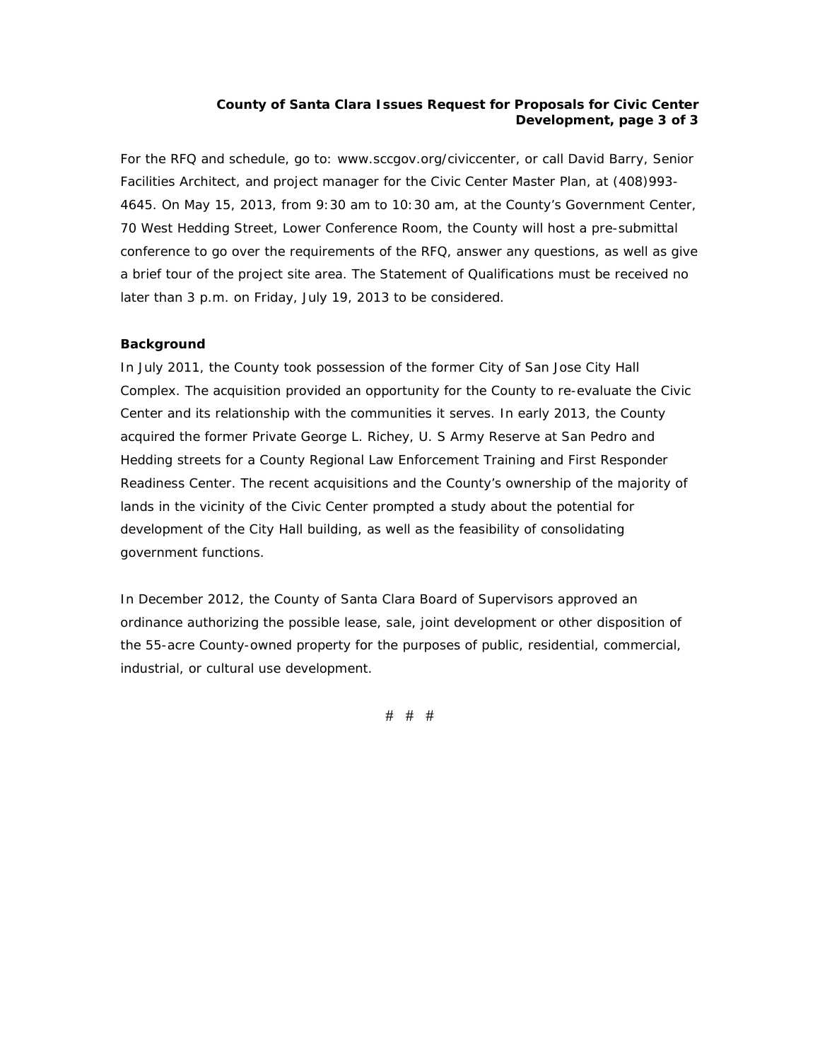For the RFQ and schedule, go to: www.sccgov.org/civiccenter, or call David Barry, Senior Facilities Architect, and project manager for the Civic Center Master Plan, at (408)993-4645. On May 15, 2013, from 9:30 am to 10:30 am, at the County's Government Center, 70 West Hedding Street, Lower Conference Room, the County will host a pre-submittal conference to go over the requirements of the RFQ, answer any questions, as well as give a brief tour of the project site area. The Statement of Qualifications must be received no later than 3 p.m. on Friday, July 19, 2013 to be considered.

**Background**

In July 2011, the County took possession of the former City of San Jose City Hall Complex. The acquisition provided an opportunity for the County to re-evaluate the Civic Center and its relationship with the communities it serves. In early 2013, the County acquired the former Private George L. Richey, U. S Army Reserve at San Pedro and Hedding streets for a County Regional Law Enforcement Training and First Responder Readiness Center. The recent acquisitions and the County's ownership of the majority of lands in the vicinity of the Civic Center prompted a study about the potential for development of the City Hall building, as well as the feasibility of consolidating government functions.

In December 2012, the County of Santa Clara Board of Supervisors approved an ordinance authorizing the possible lease, sale, joint development or other disposition of the 55-acre County-owned property for the purposes of public, residential, commercial, industrial, or cultural use development.

# # #